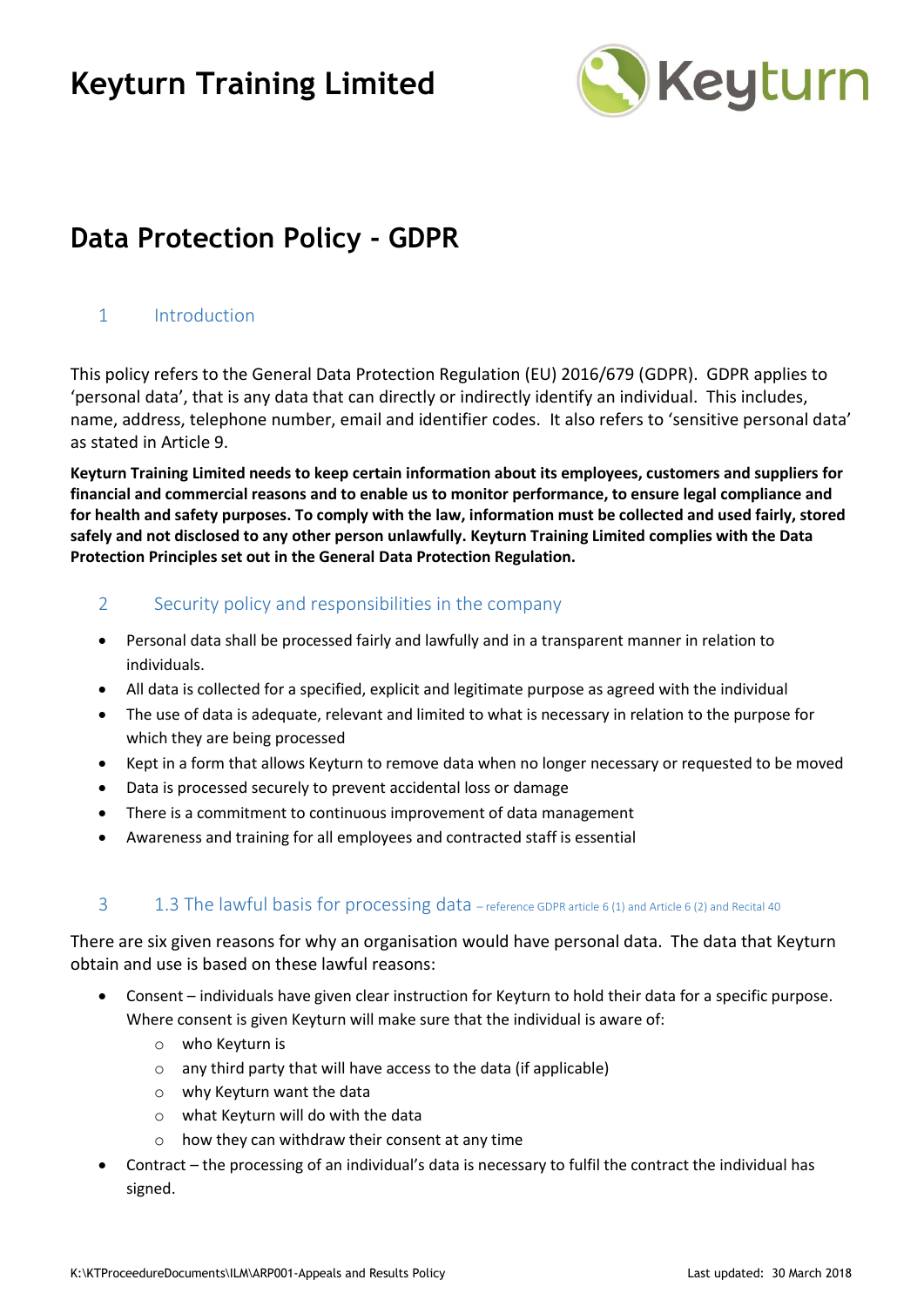# Keyturn Training Limited

# Data Protection Policy - GDPR

## 1 Introduction

This policy refers to the General Data Protection Regulation (EU) 2016/679 (GDPR). GDPR applies to 'personal data', that is any data that can directly or indirectly identify an individual. This includes, name, address, telephone number, email and identifier codes. It also refers to 'sensitive personal data' as stated in Article 9.

**Keyturn Training Limited needs to keep certain information about its employees, customers and suppliers for financial and commercial reasons and to enable us to monitor performance, to ensure legal compliance and for health and safety purposes. To comply with the law, information must be collected and used fairly, stored safely and not disclosed to any other person unlawfully. Keyturn Training Limited complies with the Data Protection Principles set out in the General Data Protection Regulation.**

## 2 Security policy and responsibilities in the company

- Personal data shall be processed fairly and lawfully and in a transparent manner in relation to individuals.
- All data is collected for a specified, explicit and legitimate purpose as agreed with the individual
- The use of data is adequate, relevant and limited to what is necessary in relation to the purpose for which they are being processed
- Kept in a form that allows Keyturn to remove data when no longer necessary or requested to be moved
- Data is processed securely to prevent accidental loss or damage
- There is a commitment to continuous improvement of data management
- Awareness and training for all employees and contracted staff is essential

## 3 1.3 The lawful basis for processing data – reference GDPR article 6 (1) and Article 6 (2) and Recital 40

There are six given reasons for why an organisation would have personal data. The data that Keyturn obtain and use is based on these lawful reasons:

- Consent – individuals have given clear instruction for Keyturn to hold their data for a specific purpose. Where consent is given Keyturn will make sure that the individual is aware of:
  - who Keyturn is
  - any third party that will have access to the data (if applicable)
  - why Keyturn want the data
  - what Keyturn will do with the data
  - how they can withdraw their consent at any time
- Contract – the processing of an individual's data is necessary to fulfil the contract the individual has signed.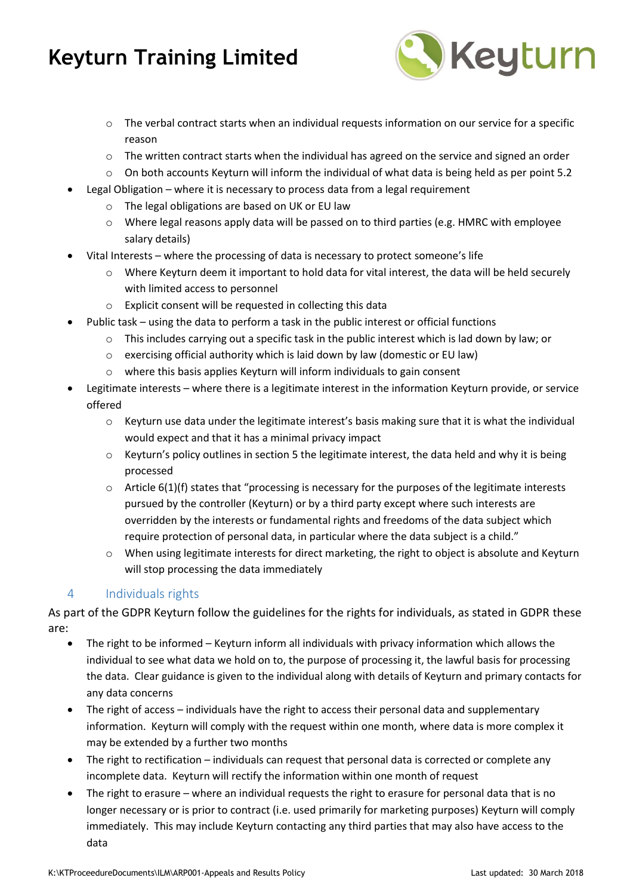- The verbal contract starts when an individual requests information on our service for a specific reason
  - The written contract starts when the individual has agreed on the service and signed an order
  - On both accounts Keyturn will inform the individual of what data is being held as per point 5.2
- Legal Obligation – where it is necessary to process data from a legal requirement
  - The legal obligations are based on UK or EU law
  - Where legal reasons apply data will be passed on to third parties (e.g. HMRC with employee salary details)
- Vital Interests – where the processing of data is necessary to protect someone's life
  - Where Keyturn deem it important to hold data for vital interest, the data will be held securely with limited access to personnel
  - Explicit consent will be requested in collecting this data
- Public task – using the data to perform a task in the public interest or official functions
  - This includes carrying out a specific task in the public interest which is lad down by law; or
  - exercising official authority which is laid down by law (domestic or EU law)
  - where this basis applies Keyturn will inform individuals to gain consent
- Legitimate interests – where there is a legitimate interest in the information Keyturn provide, or service offered
  - Keyturn use data under the legitimate interest's basis making sure that it is what the individual would expect and that it has a minimal privacy impact
  - Keyturn's policy outlines in section 5 the legitimate interest, the data held and why it is being processed
  - Article 6(1)(f) states that "processing is necessary for the purposes of the legitimate interests pursued by the controller (Keyturn) or by a third party except where such interests are overridden by the interests or fundamental rights and freedoms of the data subject which require protection of personal data, in particular where the data subject is a child."
  - When using legitimate interests for direct marketing, the right to object is absolute and Keyturn will stop processing the data immediately

## 4 Individuals rights

As part of the GDPR Keyturn follow the guidelines for the rights for individuals, as stated in GDPR these are:

- The right to be informed – Keyturn inform all individuals with privacy information which allows the individual to see what data we hold on to, the purpose of processing it, the lawful basis for processing the data. Clear guidance is given to the individual along with details of Keyturn and primary contacts for any data concerns
- The right of access – individuals have the right to access their personal data and supplementary information. Keyturn will comply with the request within one month, where data is more complex it may be extended by a further two months
- The right to rectification – individuals can request that personal data is corrected or complete any incomplete data. Keyturn will rectify the information within one month of request
- The right to erasure – where an individual requests the right to erasure for personal data that is no longer necessary or is prior to contract (i.e. used primarily for marketing purposes) Keyturn will comply immediately. This may include Keyturn contacting any third parties that may also have access to the data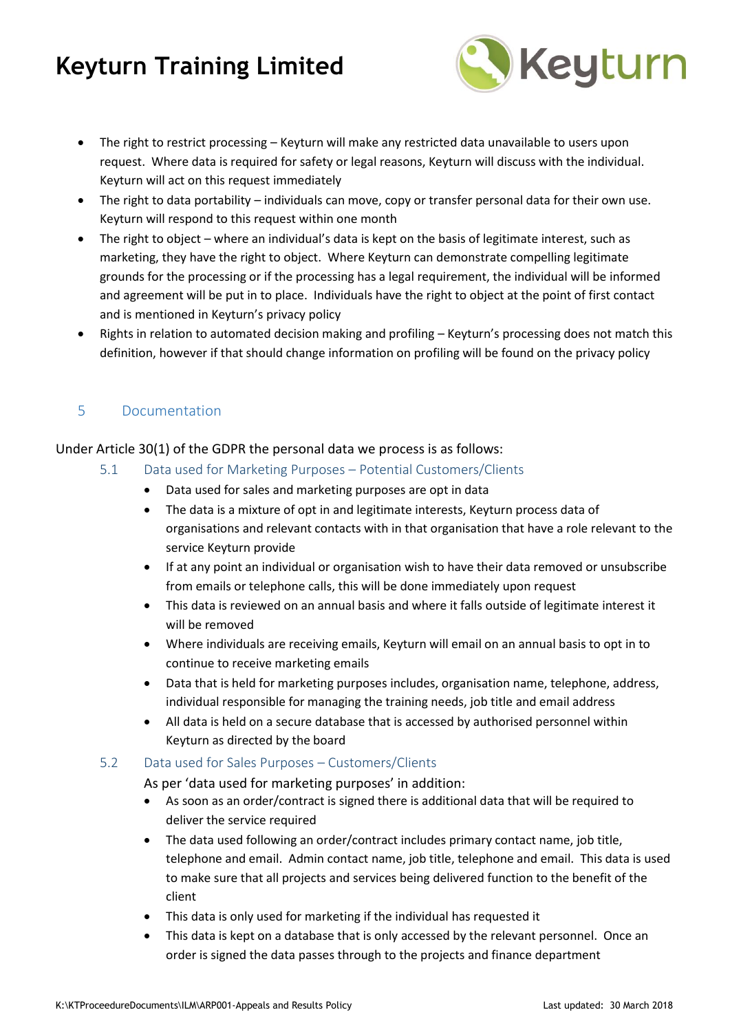- The right to restrict processing – Keyturn will make any restricted data unavailable to users upon request. Where data is required for safety or legal reasons, Keyturn will discuss with the individual. Keyturn will act on this request immediately
- The right to data portability – individuals can move, copy or transfer personal data for their own use. Keyturn will respond to this request within one month
- The right to object – where an individual's data is kept on the basis of legitimate interest, such as marketing, they have the right to object. Where Keyturn can demonstrate compelling legitimate grounds for the processing or if the processing has a legal requirement, the individual will be informed and agreement will be put in to place. Individuals have the right to object at the point of first contact and is mentioned in Keyturn's privacy policy
- Rights in relation to automated decision making and profiling – Keyturn's processing does not match this definition, however if that should change information on profiling will be found on the privacy policy

## 5 Documentation

Under Article 30(1) of the GDPR the personal data we process is as follows:

### 5.1 Data used for Marketing Purposes – Potential Customers/Clients

- Data used for sales and marketing purposes are opt in data
- The data is a mixture of opt in and legitimate interests, Keyturn process data of organisations and relevant contacts with in that organisation that have a role relevant to the service Keyturn provide
- If at any point an individual or organisation wish to have their data removed or unsubscribe from emails or telephone calls, this will be done immediately upon request
- This data is reviewed on an annual basis and where it falls outside of legitimate interest it will be removed
- Where individuals are receiving emails, Keyturn will email on an annual basis to opt in to continue to receive marketing emails
- Data that is held for marketing purposes includes, organisation name, telephone, address, individual responsible for managing the training needs, job title and email address
- All data is held on a secure database that is accessed by authorised personnel within Keyturn as directed by the board

### 5.2 Data used for Sales Purposes – Customers/Clients

As per 'data used for marketing purposes' in addition:

- As soon as an order/contract is signed there is additional data that will be required to deliver the service required
- The data used following an order/contract includes primary contact name, job title, telephone and email. Admin contact name, job title, telephone and email. This data is used to make sure that all projects and services being delivered function to the benefit of the client
- This data is only used for marketing if the individual has requested it
- This data is kept on a database that is only accessed by the relevant personnel. Once an order is signed the data passes through to the projects and finance department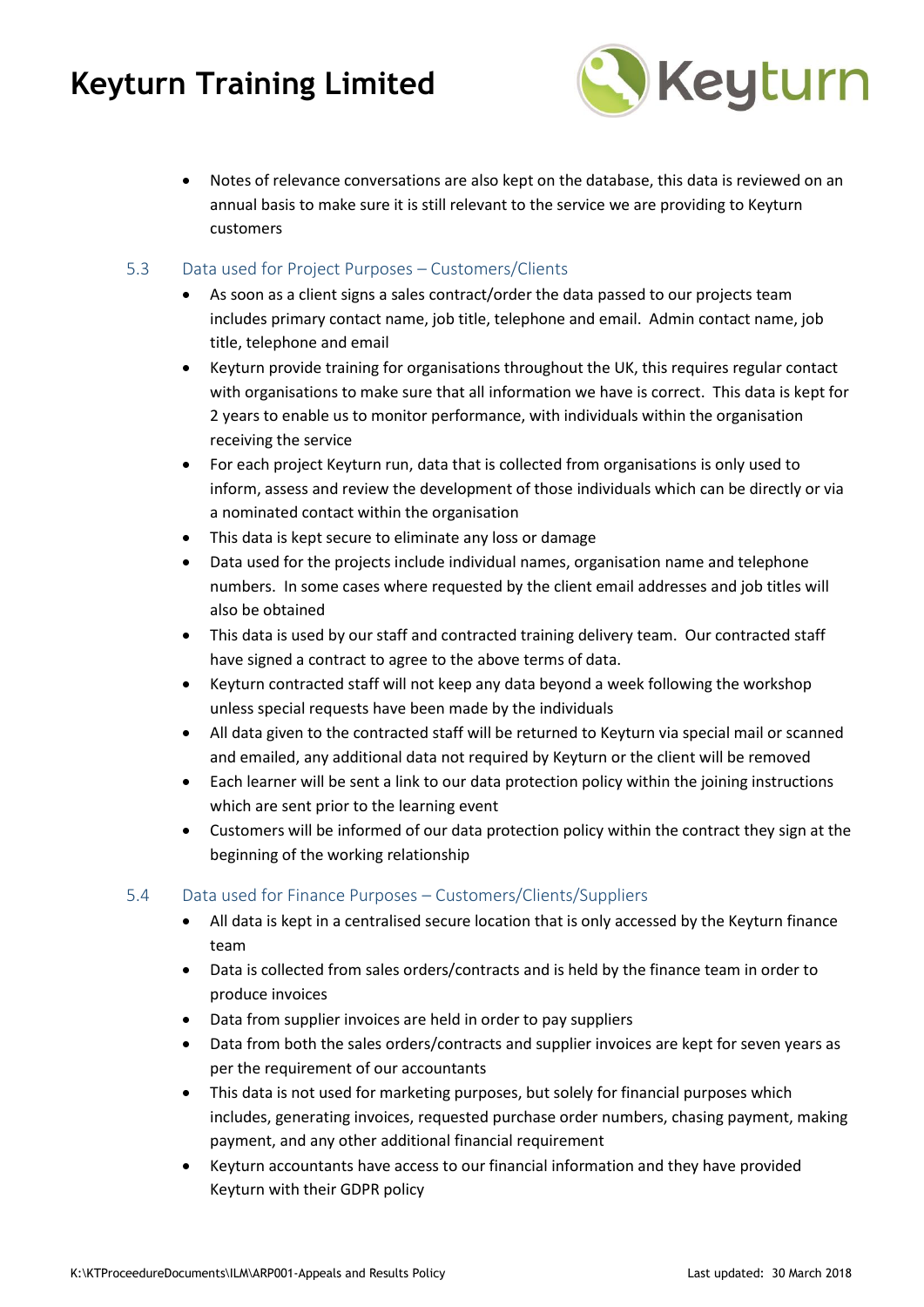- Notes of relevance conversations are also kept on the database, this data is reviewed on an annual basis to make sure it is still relevant to the service we are providing to Keyturn customers

## 5.3 Data used for Project Purposes – Customers/Clients

- As soon as a client signs a sales contract/order the data passed to our projects team includes primary contact name, job title, telephone and email. Admin contact name, job title, telephone and email
- Keyturn provide training for organisations throughout the UK, this requires regular contact with organisations to make sure that all information we have is correct. This data is kept for 2 years to enable us to monitor performance, with individuals within the organisation receiving the service
- For each project Keyturn run, data that is collected from organisations is only used to inform, assess and review the development of those individuals which can be directly or via a nominated contact within the organisation
- This data is kept secure to eliminate any loss or damage
- Data used for the projects include individual names, organisation name and telephone numbers. In some cases where requested by the client email addresses and job titles will also be obtained
- This data is used by our staff and contracted training delivery team. Our contracted staff have signed a contract to agree to the above terms of data.
- Keyturn contracted staff will not keep any data beyond a week following the workshop unless special requests have been made by the individuals
- All data given to the contracted staff will be returned to Keyturn via special mail or scanned and emailed, any additional data not required by Keyturn or the client will be removed
- Each learner will be sent a link to our data protection policy within the joining instructions which are sent prior to the learning event
- Customers will be informed of our data protection policy within the contract they sign at the beginning of the working relationship

## 5.4 Data used for Finance Purposes – Customers/Clients/Suppliers

- All data is kept in a centralised secure location that is only accessed by the Keyturn finance team
- Data is collected from sales orders/contracts and is held by the finance team in order to produce invoices
- Data from supplier invoices are held in order to pay suppliers
- Data from both the sales orders/contracts and supplier invoices are kept for seven years as per the requirement of our accountants
- This data is not used for marketing purposes, but solely for financial purposes which includes, generating invoices, requested purchase order numbers, chasing payment, making payment, and any other additional financial requirement
- Keyturn accountants have access to our financial information and they have provided Keyturn with their GDPR policy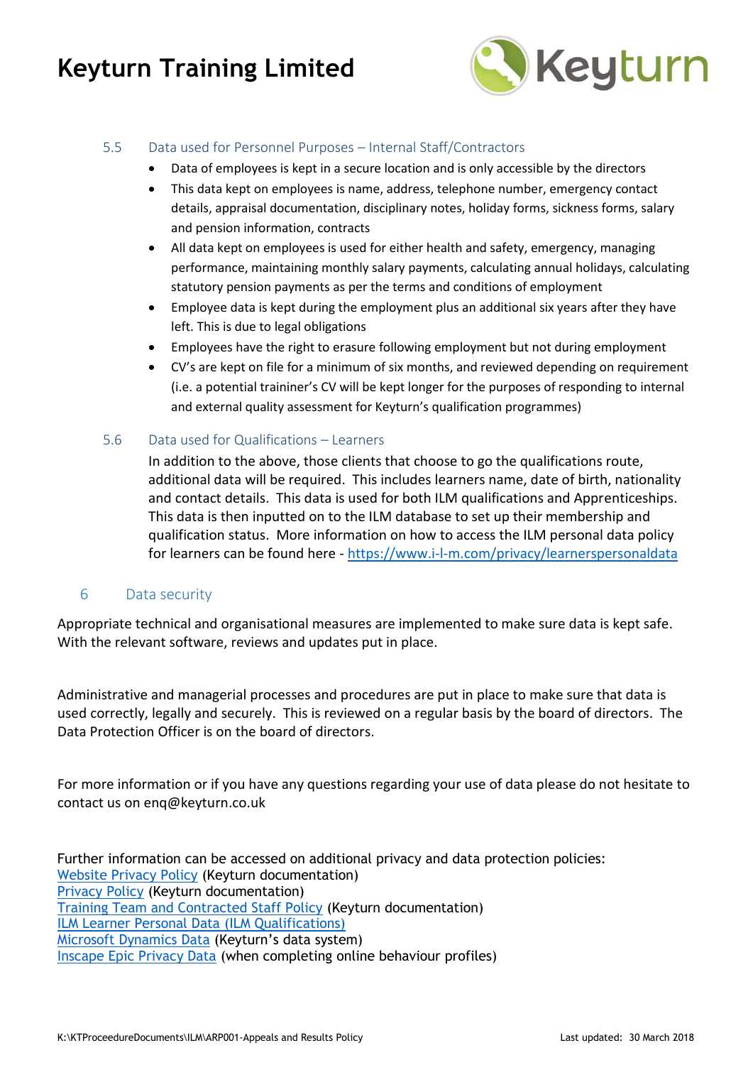### 5.5 Data used for Personnel Purposes – Internal Staff/Contractors

- Data of employees is kept in a secure location and is only accessible by the directors
- This data kept on employees is name, address, telephone number, emergency contact details, appraisal documentation, disciplinary notes, holiday forms, sickness forms, salary and pension information, contracts
- All data kept on employees is used for either health and safety, emergency, managing performance, maintaining monthly salary payments, calculating annual holidays, calculating statutory pension payments as per the terms and conditions of employment
- Employee data is kept during the employment plus an additional six years after they have left. This is due to legal obligations
- Employees have the right to erasure following employment but not during employment
- CV's are kept on file for a minimum of six months, and reviewed depending on requirement (i.e. a potential traininer's CV will be kept longer for the purposes of responding to internal and external quality assessment for Keyturn's qualification programmes)

### 5.6 Data used for Qualifications – Learners

In addition to the above, those clients that choose to go the qualifications route, additional data will be required. This includes learners name, date of birth, nationality and contact details. This data is used for both ILM qualifications and Apprenticeships. This data is then inputted on to the ILM database to set up their membership and qualification status. More information on how to access the ILM personal data policy for learners can be found here - [https://www.i-l-m.com/privacy/learnerspersonaldata](https://www.i-l-m.com/privacy/learnerspersonaldata)

## 6 Data security

Appropriate technical and organisational measures are implemented to make sure data is kept safe. With the relevant software, reviews and updates put in place.

Administrative and managerial processes and procedures are put in place to make sure that data is used correctly, legally and securely. This is reviewed on a regular basis by the board of directors. The Data Protection Officer is on the board of directors.

For more information or if you have any questions regarding your use of data please do not hesitate to contact us on enq@keyturn.co.uk

Further information can be accessed on additional privacy and data protection policies:
Website Privacy Policy (Keyturn documentation)
Privacy Policy (Keyturn documentation)
Training Team and Contracted Staff Policy (Keyturn documentation)
ILM Learner Personal Data (ILM Qualifications)
Microsoft Dynamics Data (Keyturn's data system)
Inscape Epic Privacy Data (when completing online behaviour profiles)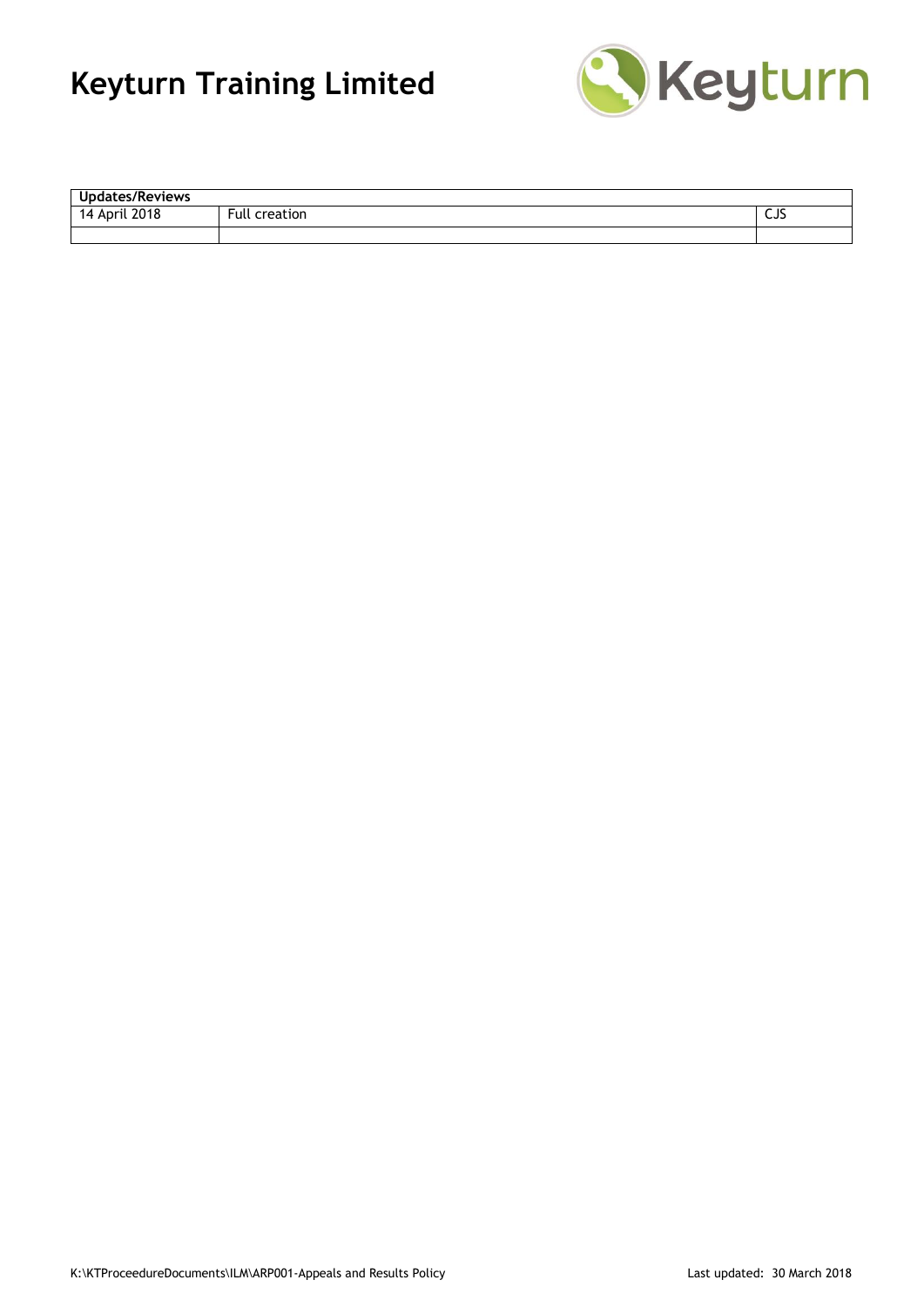| Updates/Reviews | | |
|---|---|---|
| 14 April 2018 | Full creation | CJS |
| | | |